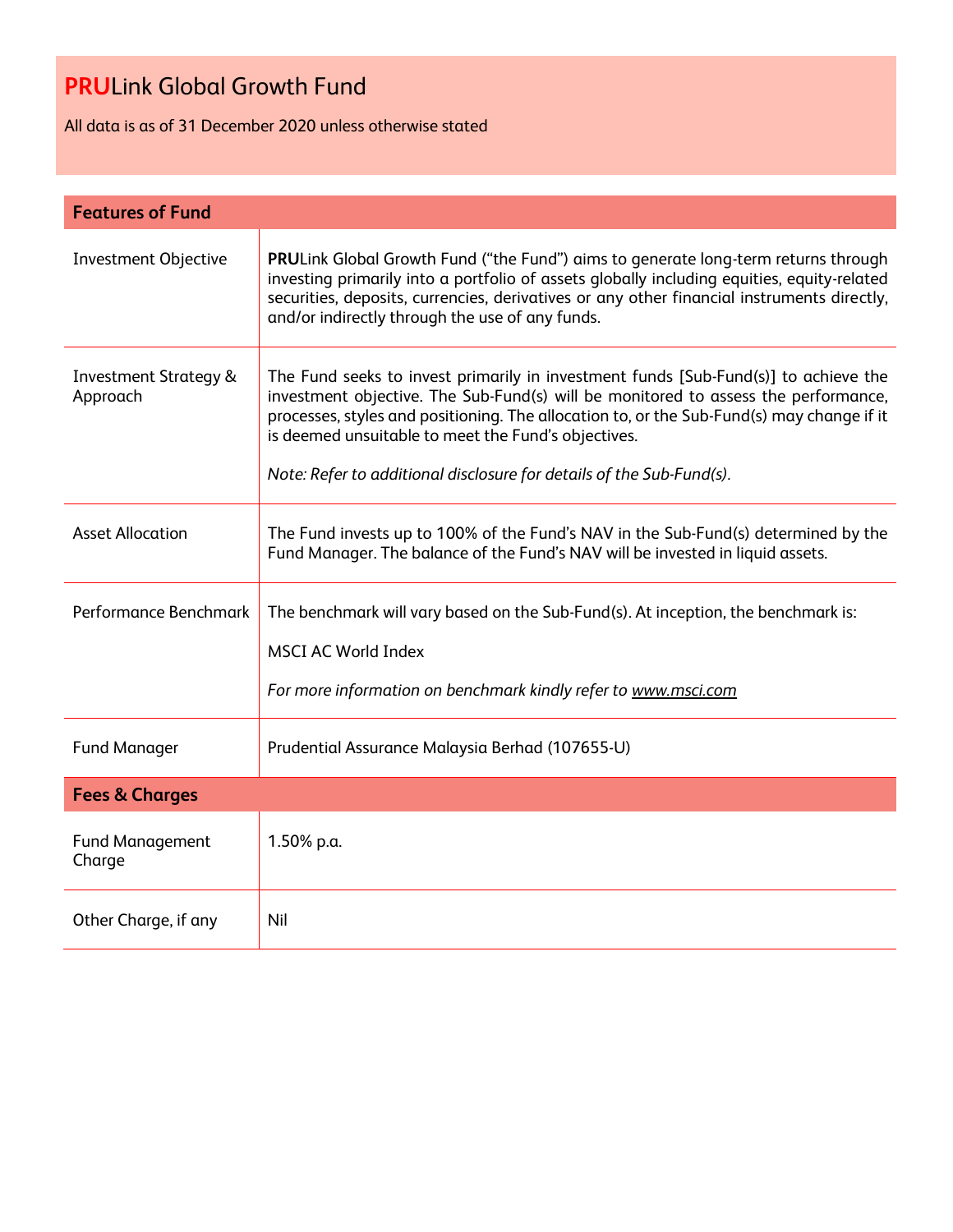# **PRU**Link Global Growth Fund

All data is as of 31 December 2020 unless otherwise stated

| **Features of Fund** | |
|---|---|
| Investment Objective | **PRU**Link Global Growth Fund ("the Fund") aims to generate long-term returns through investing primarily into a portfolio of assets globally including equities, equity-related securities, deposits, currencies, derivatives or any other financial instruments directly, and/or indirectly through the use of any funds. |
| Investment Strategy & Approach | The Fund seeks to invest primarily in investment funds [Sub-Fund(s)] to achieve the investment objective. The Sub-Fund(s) will be monitored to assess the performance, processes, styles and positioning. The allocation to, or the Sub-Fund(s) may change if it is deemed unsuitable to meet the Fund's objectives.<br><br>*Note: Refer to additional disclosure for details of the Sub-Fund(s).* |
| Asset Allocation | The Fund invests up to 100% of the Fund's NAV in the Sub-Fund(s) determined by the Fund Manager. The balance of the Fund's NAV will be invested in liquid assets. |
| Performance Benchmark | The benchmark will vary based on the Sub-Fund(s). At inception, the benchmark is:<br><br>MSCI AC World Index<br><br>*For more information on benchmark kindly refer to www.msci.com* |
| Fund Manager | Prudential Assurance Malaysia Berhad (107655-U) |
| **Fees & Charges** | |
| Fund Management Charge | 1.50% p.a. |
| Other Charge, if any | Nil |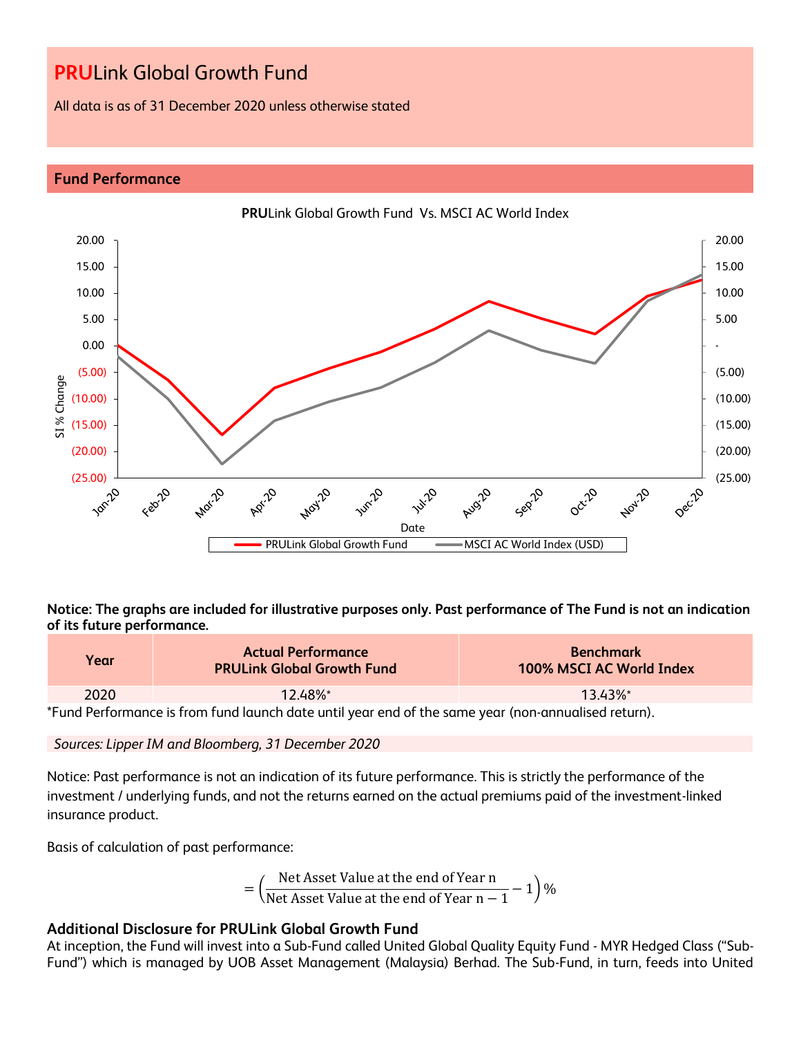# PRULink Global Growth Fund

All data is as of 31 December 2020 unless otherwise stated

## Fund Performance

**PRU**Link Global Growth Fund Vs. MSCI AC World Index

**Notice: The graphs are included for illustrative purposes only. Past performance of The Fund is not an indication of its future performance.**

| Year | Actual Performance PRULink Global Growth Fund | Benchmark 100% MSCI AC World Index |
|---|---|---|
| 2020 | 12.48%* | 13.43%* |

*Fund Performance is from fund launch date until year end of the same year (non-annualised return).

*Sources: Lipper IM and Bloomberg, 31 December 2020*

Notice: Past performance is not an indication of its future performance. This is strictly the performance of the investment / underlying funds, and not the returns earned on the actual premiums paid of the investment-linked insurance product.

Basis of calculation of past performance:

$$= \left(\frac{\text{Net Asset Value at the end of Year n}}{\text{Net Asset Value at the end of Year n} - 1} - 1\right)\%$$

### Additional Disclosure for PRULink Global Growth Fund

At inception, the Fund will invest into a Sub-Fund called United Global Quality Equity Fund - MYR Hedged Class ("Sub-Fund") which is managed by UOB Asset Management (Malaysia) Berhad. The Sub-Fund, in turn, feeds into United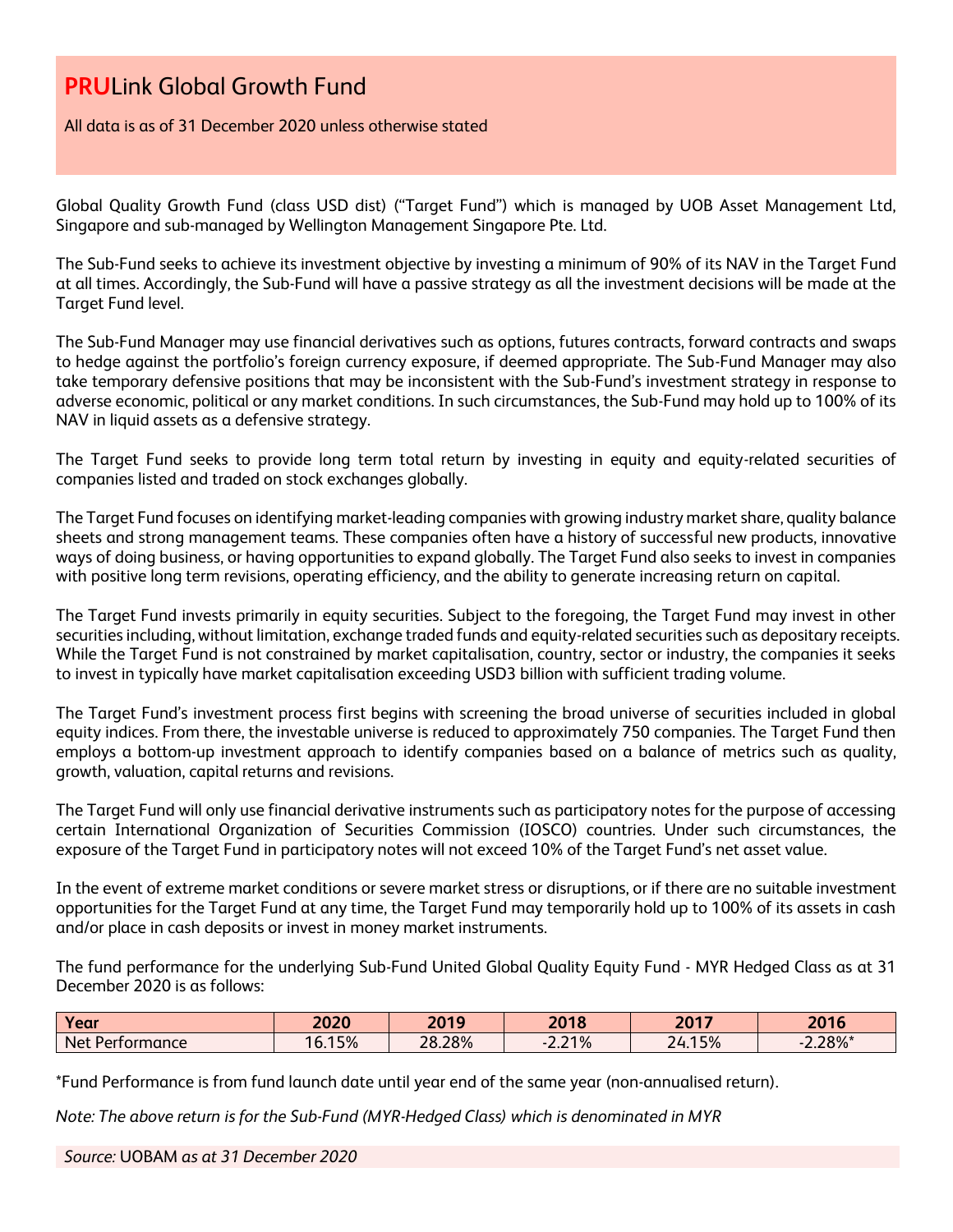# **PRU**Link Global Growth Fund

All data is as of 31 December 2020 unless otherwise stated

Global Quality Growth Fund (class USD dist) ("Target Fund") which is managed by UOB Asset Management Ltd, Singapore and sub-managed by Wellington Management Singapore Pte. Ltd.

The Sub-Fund seeks to achieve its investment objective by investing a minimum of 90% of its NAV in the Target Fund at all times. Accordingly, the Sub-Fund will have a passive strategy as all the investment decisions will be made at the Target Fund level.

The Sub-Fund Manager may use financial derivatives such as options, futures contracts, forward contracts and swaps to hedge against the portfolio's foreign currency exposure, if deemed appropriate. The Sub-Fund Manager may also take temporary defensive positions that may be inconsistent with the Sub-Fund's investment strategy in response to adverse economic, political or any market conditions. In such circumstances, the Sub-Fund may hold up to 100% of its NAV in liquid assets as a defensive strategy.

The Target Fund seeks to provide long term total return by investing in equity and equity-related securities of companies listed and traded on stock exchanges globally.

The Target Fund focuses on identifying market-leading companies with growing industry market share, quality balance sheets and strong management teams. These companies often have a history of successful new products, innovative ways of doing business, or having opportunities to expand globally. The Target Fund also seeks to invest in companies with positive long term revisions, operating efficiency, and the ability to generate increasing return on capital.

The Target Fund invests primarily in equity securities. Subject to the foregoing, the Target Fund may invest in other securities including, without limitation, exchange traded funds and equity-related securities such as depositary receipts. While the Target Fund is not constrained by market capitalisation, country, sector or industry, the companies it seeks to invest in typically have market capitalisation exceeding USD3 billion with sufficient trading volume.

The Target Fund's investment process first begins with screening the broad universe of securities included in global equity indices. From there, the investable universe is reduced to approximately 750 companies. The Target Fund then employs a bottom-up investment approach to identify companies based on a balance of metrics such as quality, growth, valuation, capital returns and revisions.

The Target Fund will only use financial derivative instruments such as participatory notes for the purpose of accessing certain International Organization of Securities Commission (IOSCO) countries. Under such circumstances, the exposure of the Target Fund in participatory notes will not exceed 10% of the Target Fund's net asset value.

In the event of extreme market conditions or severe market stress or disruptions, or if there are no suitable investment opportunities for the Target Fund at any time, the Target Fund may temporarily hold up to 100% of its assets in cash and/or place in cash deposits or invest in money market instruments.

The fund performance for the underlying Sub-Fund United Global Quality Equity Fund - MYR Hedged Class as at 31 December 2020 is as follows:

| Year | 2020 | 2019 | 2018 | 2017 | 2016 |
|---|---|---|---|---|---|
| Net Performance | 16.15% | 28.28% | -2.21% | 24.15% | -2.28%* |

*Fund Performance is from fund launch date until year end of the same year (non-annualised return).

*Note: The above return is for the Sub-Fund (MYR-Hedged Class) which is denominated in MYR*

*Source:* UOBAM *as at 31 December 2020*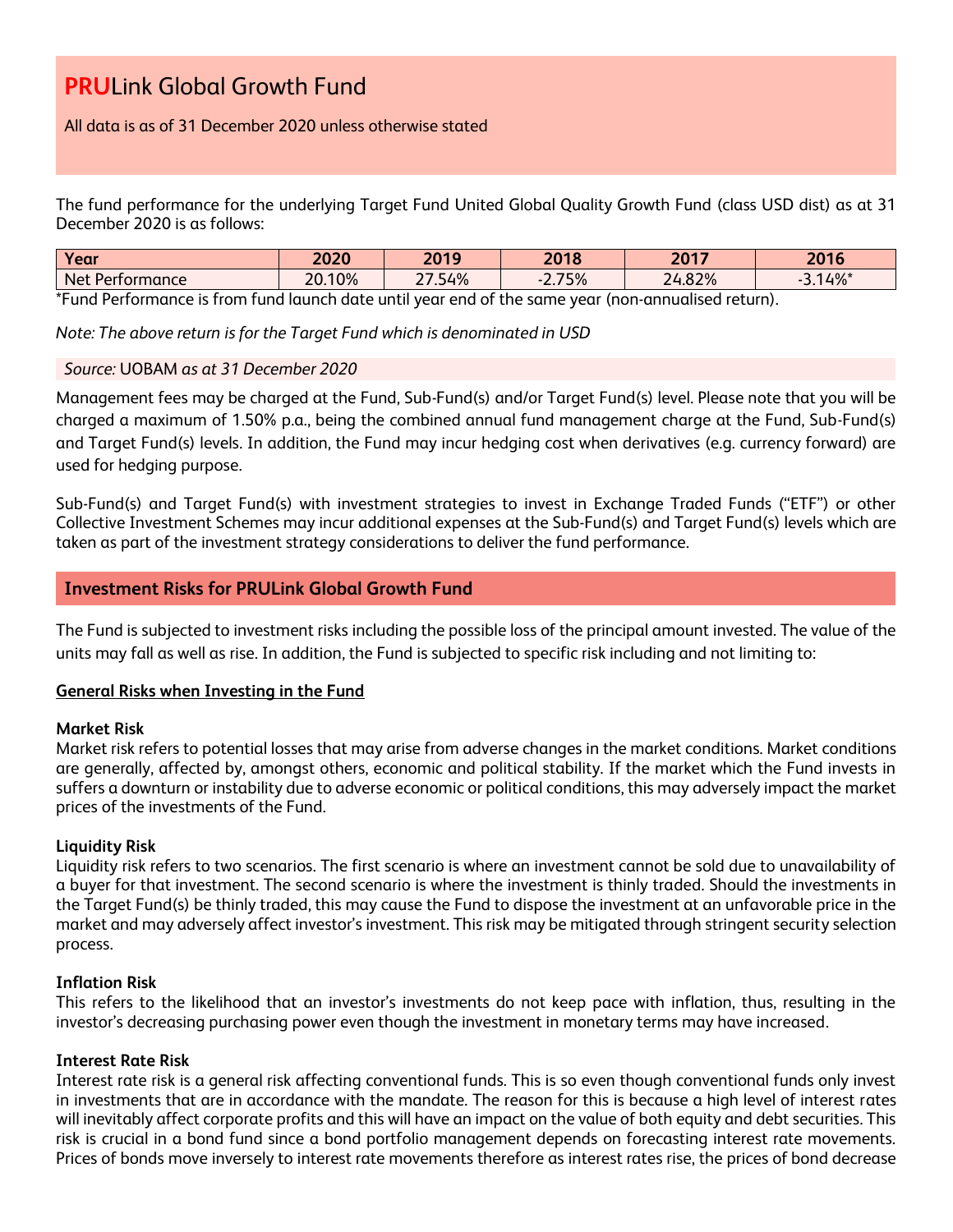# **PRU**Link Global Growth Fund

All data is as of 31 December 2020 unless otherwise stated

The fund performance for the underlying Target Fund United Global Quality Growth Fund (class USD dist) as at 31 December 2020 is as follows:

| Year | 2020 | 2019 | 2018 | 2017 | 2016 |
|---|---|---|---|---|---|
| Net Performance | 20.10% | 27.54% | -2.75% | 24.82% | -3.14%* |

*Fund Performance is from fund launch date until year end of the same year (non-annualised return).

*Note: The above return is for the Target Fund which is denominated in USD*

*Source:* UOBAM *as at 31 December 2020*

Management fees may be charged at the Fund, Sub-Fund(s) and/or Target Fund(s) level. Please note that you will be charged a maximum of 1.50% p.a., being the combined annual fund management charge at the Fund, Sub-Fund(s) and Target Fund(s) levels. In addition, the Fund may incur hedging cost when derivatives (e.g. currency forward) are used for hedging purpose.

Sub-Fund(s) and Target Fund(s) with investment strategies to invest in Exchange Traded Funds ("ETF") or other Collective Investment Schemes may incur additional expenses at the Sub-Fund(s) and Target Fund(s) levels which are taken as part of the investment strategy considerations to deliver the fund performance.

## Investment Risks for PRULink Global Growth Fund

The Fund is subjected to investment risks including the possible loss of the principal amount invested. The value of the units may fall as well as rise. In addition, the Fund is subjected to specific risk including and not limiting to:

**General Risks when Investing in the Fund**

**Market Risk**
Market risk refers to potential losses that may arise from adverse changes in the market conditions. Market conditions are generally, affected by, amongst others, economic and political stability. If the market which the Fund invests in suffers a downturn or instability due to adverse economic or political conditions, this may adversely impact the market prices of the investments of the Fund.

**Liquidity Risk**
Liquidity risk refers to two scenarios. The first scenario is where an investment cannot be sold due to unavailability of a buyer for that investment. The second scenario is where the investment is thinly traded. Should the investments in the Target Fund(s) be thinly traded, this may cause the Fund to dispose the investment at an unfavorable price in the market and may adversely affect investor's investment. This risk may be mitigated through stringent security selection process.

**Inflation Risk**
This refers to the likelihood that an investor's investments do not keep pace with inflation, thus, resulting in the investor's decreasing purchasing power even though the investment in monetary terms may have increased.

**Interest Rate Risk**
Interest rate risk is a general risk affecting conventional funds. This is so even though conventional funds only invest in investments that are in accordance with the mandate. The reason for this is because a high level of interest rates will inevitably affect corporate profits and this will have an impact on the value of both equity and debt securities. This risk is crucial in a bond fund since a bond portfolio management depends on forecasting interest rate movements. Prices of bonds move inversely to interest rate movements therefore as interest rates rise, the prices of bond decrease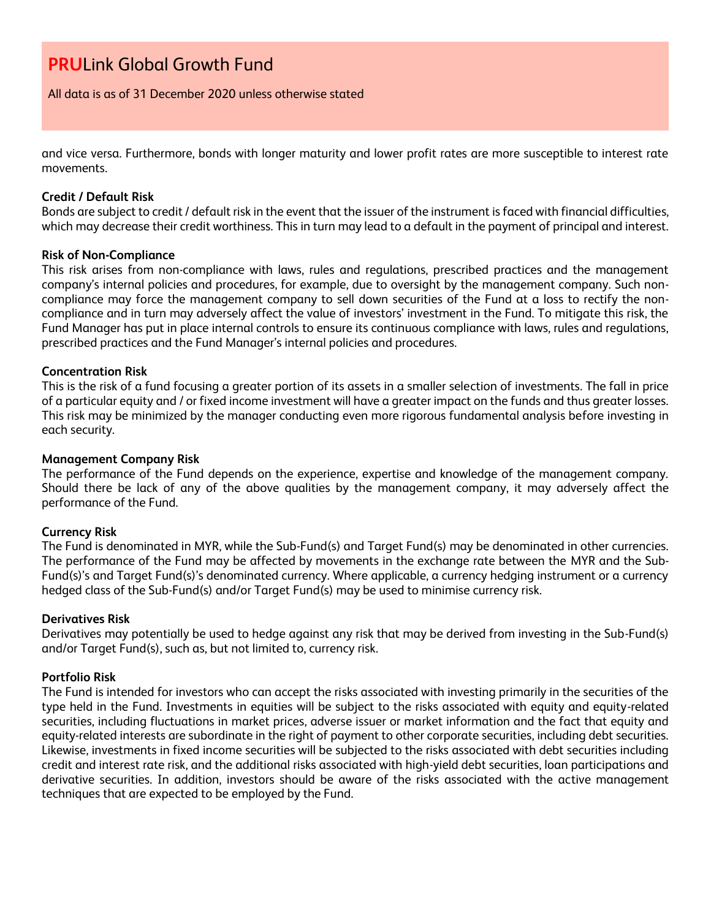and vice versa. Furthermore, bonds with longer maturity and lower profit rates are more susceptible to interest rate movements.

**Credit / Default Risk**

Bonds are subject to credit / default risk in the event that the issuer of the instrument is faced with financial difficulties, which may decrease their credit worthiness. This in turn may lead to a default in the payment of principal and interest.

**Risk of Non-Compliance**

This risk arises from non-compliance with laws, rules and regulations, prescribed practices and the management company's internal policies and procedures, for example, due to oversight by the management company. Such non-compliance may force the management company to sell down securities of the Fund at a loss to rectify the non-compliance and in turn may adversely affect the value of investors' investment in the Fund. To mitigate this risk, the Fund Manager has put in place internal controls to ensure its continuous compliance with laws, rules and regulations, prescribed practices and the Fund Manager's internal policies and procedures.

**Concentration Risk**

This is the risk of a fund focusing a greater portion of its assets in a smaller selection of investments. The fall in price of a particular equity and / or fixed income investment will have a greater impact on the funds and thus greater losses. This risk may be minimized by the manager conducting even more rigorous fundamental analysis before investing in each security.

**Management Company Risk**

The performance of the Fund depends on the experience, expertise and knowledge of the management company. Should there be lack of any of the above qualities by the management company, it may adversely affect the performance of the Fund.

**Currency Risk**

The Fund is denominated in MYR, while the Sub-Fund(s) and Target Fund(s) may be denominated in other currencies. The performance of the Fund may be affected by movements in the exchange rate between the MYR and the Sub-Fund(s)'s and Target Fund(s)'s denominated currency. Where applicable, a currency hedging instrument or a currency hedged class of the Sub-Fund(s) and/or Target Fund(s) may be used to minimise currency risk.

**Derivatives Risk**

Derivatives may potentially be used to hedge against any risk that may be derived from investing in the Sub-Fund(s) and/or Target Fund(s), such as, but not limited to, currency risk.

**Portfolio Risk**

The Fund is intended for investors who can accept the risks associated with investing primarily in the securities of the type held in the Fund. Investments in equities will be subject to the risks associated with equity and equity-related securities, including fluctuations in market prices, adverse issuer or market information and the fact that equity and equity-related interests are subordinate in the right of payment to other corporate securities, including debt securities. Likewise, investments in fixed income securities will be subjected to the risks associated with debt securities including credit and interest rate risk, and the additional risks associated with high-yield debt securities, loan participations and derivative securities. In addition, investors should be aware of the risks associated with the active management techniques that are expected to be employed by the Fund.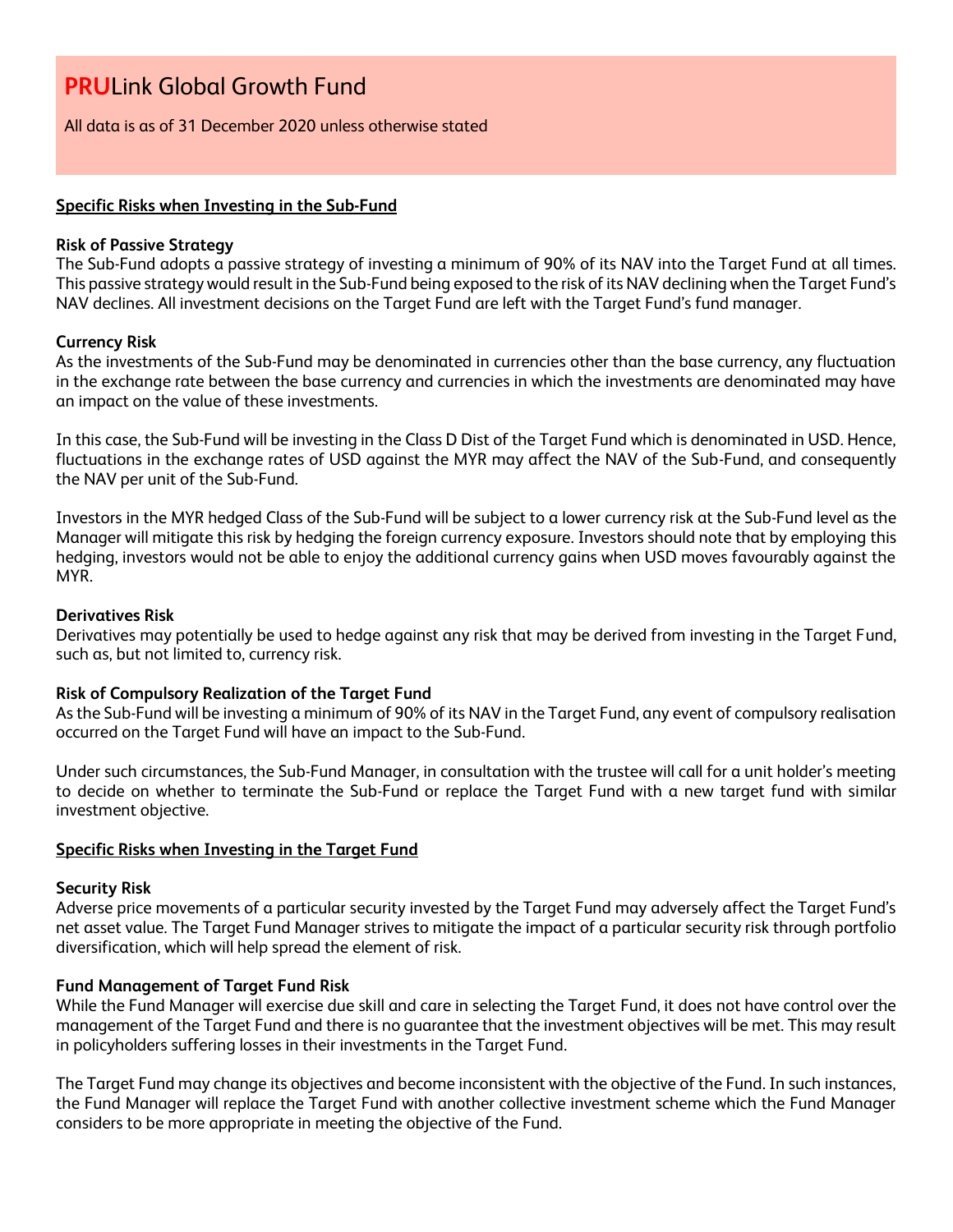# PRULink Global Growth Fund

All data is as of 31 December 2020 unless otherwise stated

**Specific Risks when Investing in the Sub-Fund**

**Risk of Passive Strategy**
The Sub-Fund adopts a passive strategy of investing a minimum of 90% of its NAV into the Target Fund at all times. This passive strategy would result in the Sub-Fund being exposed to the risk of its NAV declining when the Target Fund's NAV declines. All investment decisions on the Target Fund are left with the Target Fund's fund manager.

**Currency Risk**
As the investments of the Sub-Fund may be denominated in currencies other than the base currency, any fluctuation in the exchange rate between the base currency and currencies in which the investments are denominated may have an impact on the value of these investments.

In this case, the Sub-Fund will be investing in the Class D Dist of the Target Fund which is denominated in USD. Hence, fluctuations in the exchange rates of USD against the MYR may affect the NAV of the Sub-Fund, and consequently the NAV per unit of the Sub-Fund.

Investors in the MYR hedged Class of the Sub-Fund will be subject to a lower currency risk at the Sub-Fund level as the Manager will mitigate this risk by hedging the foreign currency exposure. Investors should note that by employing this hedging, investors would not be able to enjoy the additional currency gains when USD moves favourably against the MYR.

**Derivatives Risk**
Derivatives may potentially be used to hedge against any risk that may be derived from investing in the Target Fund, such as, but not limited to, currency risk.

**Risk of Compulsory Realization of the Target Fund**
As the Sub-Fund will be investing a minimum of 90% of its NAV in the Target Fund, any event of compulsory realisation occurred on the Target Fund will have an impact to the Sub-Fund.

Under such circumstances, the Sub-Fund Manager, in consultation with the trustee will call for a unit holder's meeting to decide on whether to terminate the Sub-Fund or replace the Target Fund with a new target fund with similar investment objective.

**Specific Risks when Investing in the Target Fund**

**Security Risk**
Adverse price movements of a particular security invested by the Target Fund may adversely affect the Target Fund's net asset value. The Target Fund Manager strives to mitigate the impact of a particular security risk through portfolio diversification, which will help spread the element of risk.

**Fund Management of Target Fund Risk**
While the Fund Manager will exercise due skill and care in selecting the Target Fund, it does not have control over the management of the Target Fund and there is no guarantee that the investment objectives will be met. This may result in policyholders suffering losses in their investments in the Target Fund.

The Target Fund may change its objectives and become inconsistent with the objective of the Fund. In such instances, the Fund Manager will replace the Target Fund with another collective investment scheme which the Fund Manager considers to be more appropriate in meeting the objective of the Fund.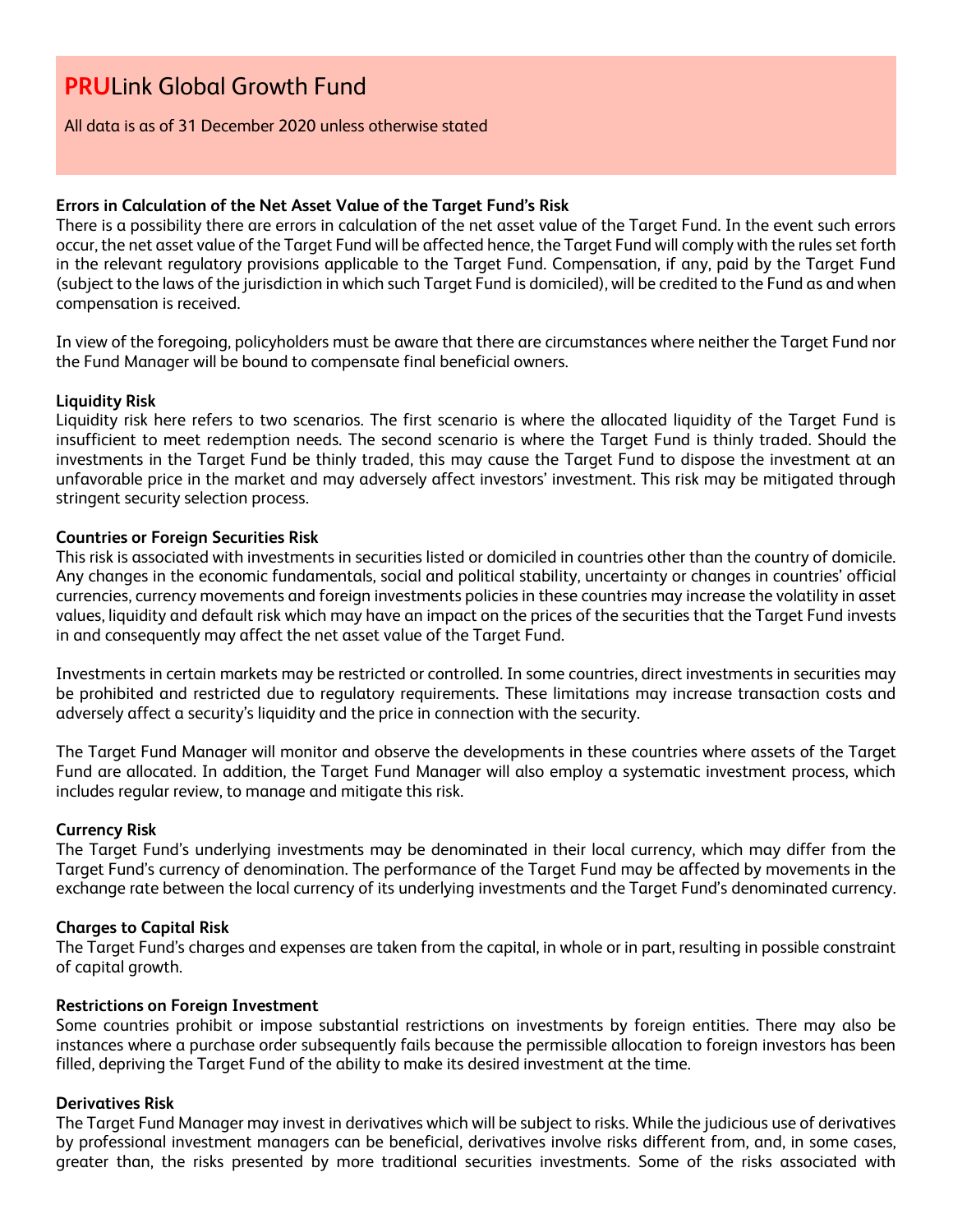# PRULink Global Growth Fund

All data is as of 31 December 2020 unless otherwise stated

**Errors in Calculation of the Net Asset Value of the Target Fund's Risk**
There is a possibility there are errors in calculation of the net asset value of the Target Fund. In the event such errors occur, the net asset value of the Target Fund will be affected hence, the Target Fund will comply with the rules set forth in the relevant regulatory provisions applicable to the Target Fund. Compensation, if any, paid by the Target Fund (subject to the laws of the jurisdiction in which such Target Fund is domiciled), will be credited to the Fund as and when compensation is received.

In view of the foregoing, policyholders must be aware that there are circumstances where neither the Target Fund nor the Fund Manager will be bound to compensate final beneficial owners.

**Liquidity Risk**
Liquidity risk here refers to two scenarios. The first scenario is where the allocated liquidity of the Target Fund is insufficient to meet redemption needs. The second scenario is where the Target Fund is thinly traded. Should the investments in the Target Fund be thinly traded, this may cause the Target Fund to dispose the investment at an unfavorable price in the market and may adversely affect investors' investment. This risk may be mitigated through stringent security selection process.

**Countries or Foreign Securities Risk**
This risk is associated with investments in securities listed or domiciled in countries other than the country of domicile. Any changes in the economic fundamentals, social and political stability, uncertainty or changes in countries' official currencies, currency movements and foreign investments policies in these countries may increase the volatility in asset values, liquidity and default risk which may have an impact on the prices of the securities that the Target Fund invests in and consequently may affect the net asset value of the Target Fund.

Investments in certain markets may be restricted or controlled. In some countries, direct investments in securities may be prohibited and restricted due to regulatory requirements. These limitations may increase transaction costs and adversely affect a security's liquidity and the price in connection with the security.

The Target Fund Manager will monitor and observe the developments in these countries where assets of the Target Fund are allocated. In addition, the Target Fund Manager will also employ a systematic investment process, which includes regular review, to manage and mitigate this risk.

**Currency Risk**
The Target Fund's underlying investments may be denominated in their local currency, which may differ from the Target Fund's currency of denomination. The performance of the Target Fund may be affected by movements in the exchange rate between the local currency of its underlying investments and the Target Fund's denominated currency.

**Charges to Capital Risk**
The Target Fund's charges and expenses are taken from the capital, in whole or in part, resulting in possible constraint of capital growth.

**Restrictions on Foreign Investment**
Some countries prohibit or impose substantial restrictions on investments by foreign entities. There may also be instances where a purchase order subsequently fails because the permissible allocation to foreign investors has been filled, depriving the Target Fund of the ability to make its desired investment at the time.

**Derivatives Risk**
The Target Fund Manager may invest in derivatives which will be subject to risks. While the judicious use of derivatives by professional investment managers can be beneficial, derivatives involve risks different from, and, in some cases, greater than, the risks presented by more traditional securities investments. Some of the risks associated with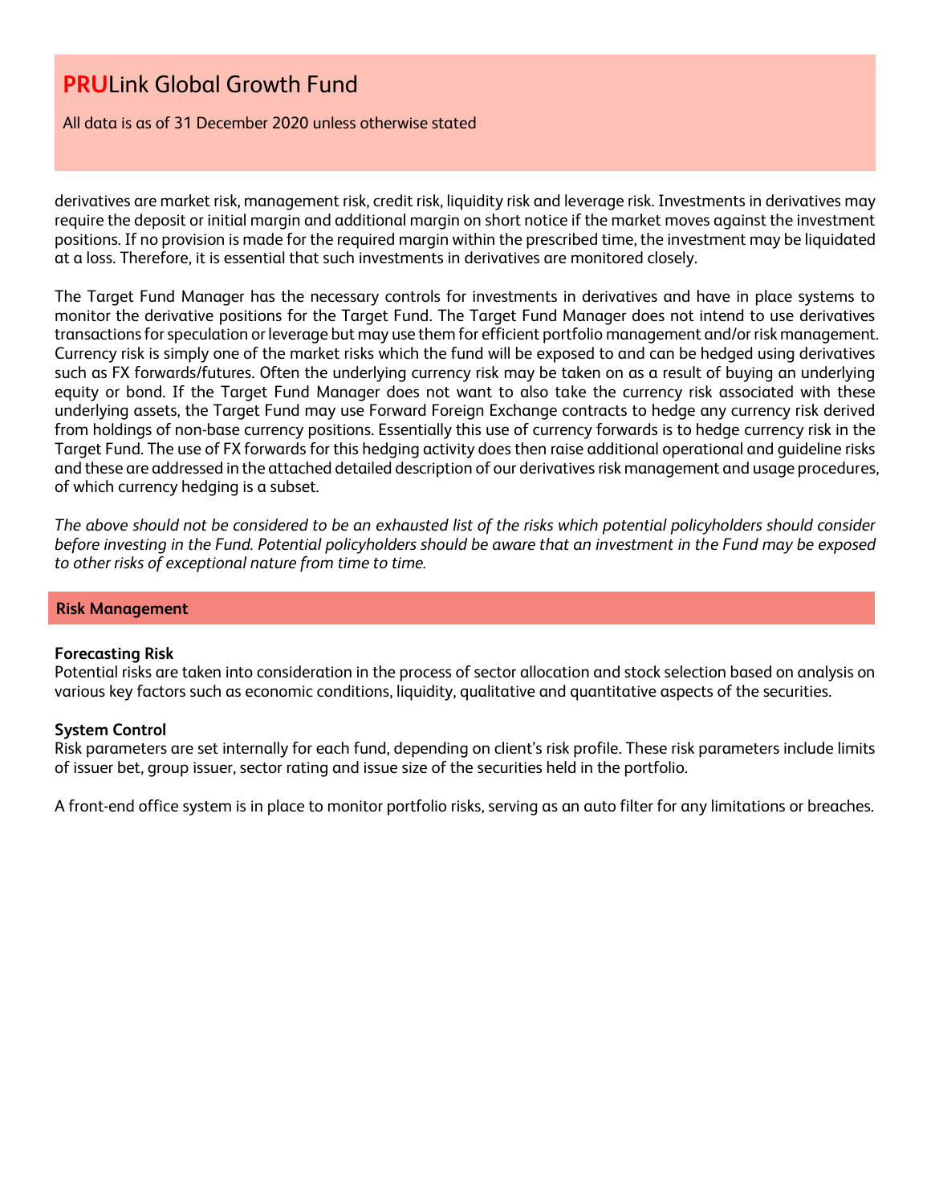derivatives are market risk, management risk, credit risk, liquidity risk and leverage risk. Investments in derivatives may require the deposit or initial margin and additional margin on short notice if the market moves against the investment positions. If no provision is made for the required margin within the prescribed time, the investment may be liquidated at a loss. Therefore, it is essential that such investments in derivatives are monitored closely.

The Target Fund Manager has the necessary controls for investments in derivatives and have in place systems to monitor the derivative positions for the Target Fund. The Target Fund Manager does not intend to use derivatives transactions for speculation or leverage but may use them for efficient portfolio management and/or risk management. Currency risk is simply one of the market risks which the fund will be exposed to and can be hedged using derivatives such as FX forwards/futures. Often the underlying currency risk may be taken on as a result of buying an underlying equity or bond. If the Target Fund Manager does not want to also take the currency risk associated with these underlying assets, the Target Fund may use Forward Foreign Exchange contracts to hedge any currency risk derived from holdings of non-base currency positions. Essentially this use of currency forwards is to hedge currency risk in the Target Fund. The use of FX forwards for this hedging activity does then raise additional operational and guideline risks and these are addressed in the attached detailed description of our derivatives risk management and usage procedures, of which currency hedging is a subset.

*The above should not be considered to be an exhausted list of the risks which potential policyholders should consider before investing in the Fund. Potential policyholders should be aware that an investment in the Fund may be exposed to other risks of exceptional nature from time to time.*

## Risk Management

**Forecasting Risk**
Potential risks are taken into consideration in the process of sector allocation and stock selection based on analysis on various key factors such as economic conditions, liquidity, qualitative and quantitative aspects of the securities.

**System Control**
Risk parameters are set internally for each fund, depending on client's risk profile. These risk parameters include limits of issuer bet, group issuer, sector rating and issue size of the securities held in the portfolio.

A front-end office system is in place to monitor portfolio risks, serving as an auto filter for any limitations or breaches.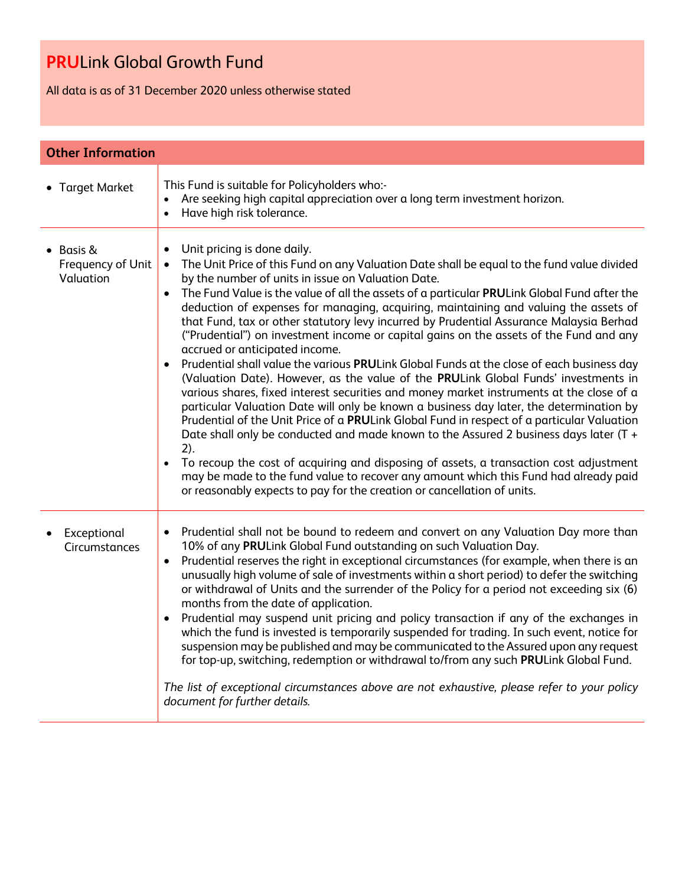# **PRU**Link Global Growth Fund

All data is as of 31 December 2020 unless otherwise stated

## Other Information

| | |
|---|---|
| • Target Market | This Fund is suitable for Policyholders who:- <br>• Are seeking high capital appreciation over a long term investment horizon. <br>• Have high risk tolerance. |
| • Basis & Frequency of Unit Valuation | • Unit pricing is done daily. <br>• The Unit Price of this Fund on any Valuation Date shall be equal to the fund value divided by the number of units in issue on Valuation Date. <br>• The Fund Value is the value of all the assets of a particular **PRU**Link Global Fund after the deduction of expenses for managing, acquiring, maintaining and valuing the assets of that Fund, tax or other statutory levy incurred by Prudential Assurance Malaysia Berhad ("Prudential") on investment income or capital gains on the assets of the Fund and any accrued or anticipated income. <br>• Prudential shall value the various **PRU**Link Global Funds at the close of each business day (Valuation Date). However, as the value of the **PRU**Link Global Funds' investments in various shares, fixed interest securities and money market instruments at the close of a particular Valuation Date will only be known a business day later, the determination by Prudential of the Unit Price of a **PRU**Link Global Fund in respect of a particular Valuation Date shall only be conducted and made known to the Assured 2 business days later (T + 2). <br>• To recoup the cost of acquiring and disposing of assets, a transaction cost adjustment may be made to the fund value to recover any amount which this Fund had already paid or reasonably expects to pay for the creation or cancellation of units. |
| • Exceptional Circumstances | • Prudential shall not be bound to redeem and convert on any Valuation Day more than 10% of any **PRU**Link Global Fund outstanding on such Valuation Day. <br>• Prudential reserves the right in exceptional circumstances (for example, when there is an unusually high volume of sale of investments within a short period) to defer the switching or withdrawal of Units and the surrender of the Policy for a period not exceeding six (6) months from the date of application. <br>• Prudential may suspend unit pricing and policy transaction if any of the exchanges in which the fund is invested is temporarily suspended for trading. In such event, notice for suspension may be published and may be communicated to the Assured upon any request for top-up, switching, redemption or withdrawal to/from any such **PRU**Link Global Fund. <br><br>*The list of exceptional circumstances above are not exhaustive, please refer to your policy document for further details.* |